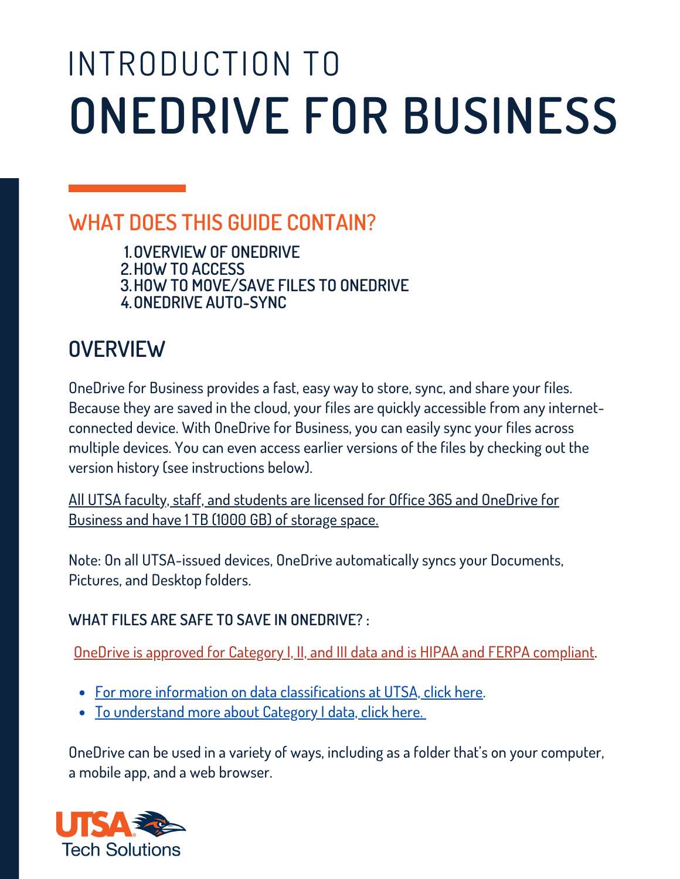# INTRODUCTION TO ONEDRIVE FOR BUSINESS

## WHAT DOES THIS GUIDE CONTAIN?

1. OVERVIEW OF ONEDRIVE
2. HOW TO ACCESS
3. HOW TO MOVE/SAVE FILES TO ONEDRIVE
4. ONEDRIVE AUTO-SYNC

## OVERVIEW

OneDrive for Business provides a fast, easy way to store, sync, and share your files. Because they are saved in the cloud, your files are quickly accessible from any internet-connected device. With OneDrive for Business, you can easily sync your files across multiple devices. You can even access earlier versions of the files by checking out the version history (see instructions below).

All UTSA faculty, staff, and students are licensed for Office 365 and OneDrive for Business and have 1 TB (1000 GB) of storage space.

Note: On all UTSA-issued devices, OneDrive automatically syncs your Documents, Pictures, and Desktop folders.

### WHAT FILES ARE SAFE TO SAVE IN ONEDRIVE? :

OneDrive is approved for Category I, II, and III data and is HIPAA and FERPA compliant.

- For more information on data classifications at UTSA, click here.
- To understand more about Category I data, click here.

OneDrive can be used in a variety of ways, including as a folder that's on your computer, a mobile app, and a web browser.

UTSA Tech Solutions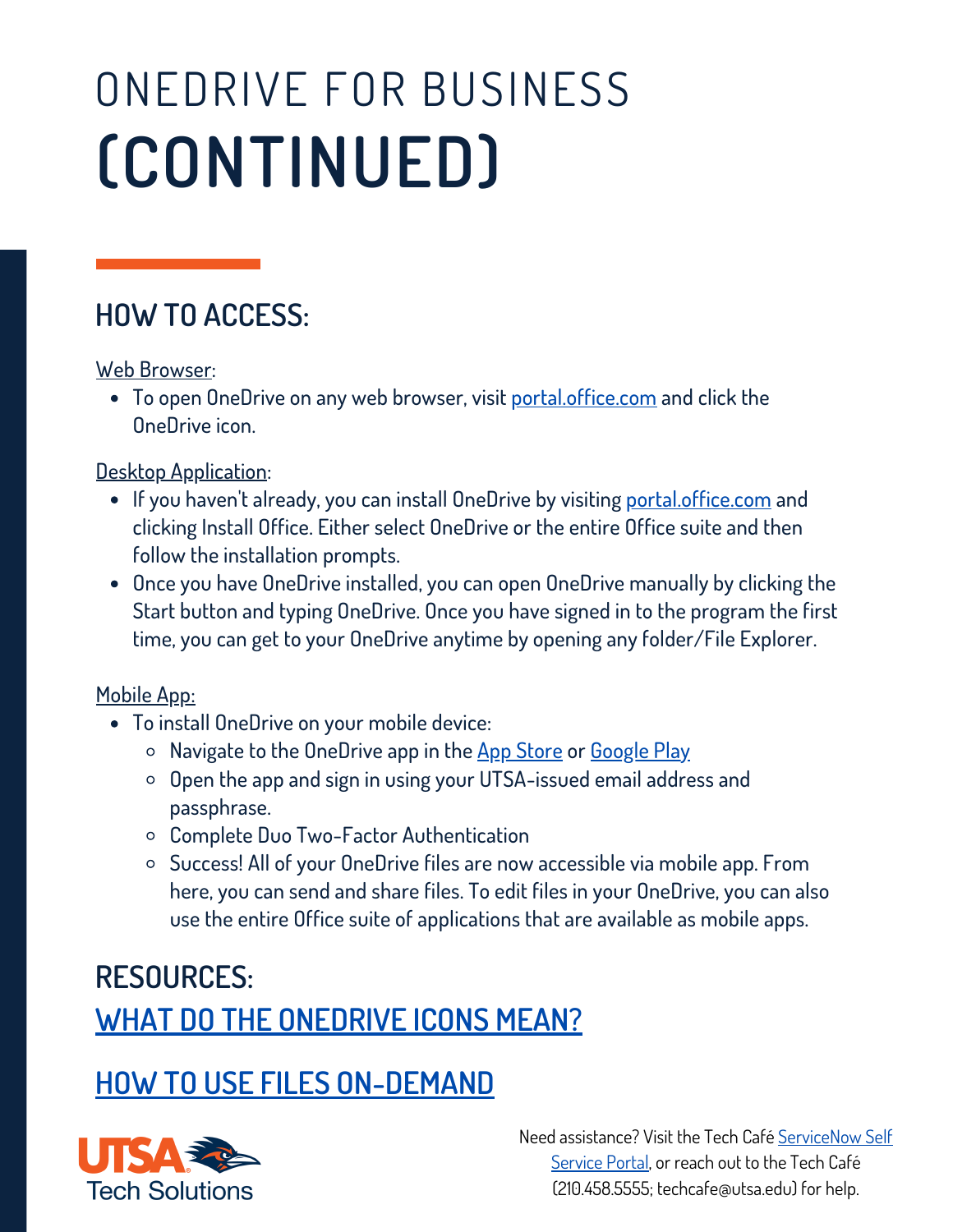# ONEDRIVE FOR BUSINESS **(CONTINUED)**

## HOW TO ACCESS:

Web Browser:

- To open OneDrive on any web browser, visit portal.office.com and click the OneDrive icon.

Desktop Application:

- If you haven't already, you can install OneDrive by visiting portal.office.com and clicking Install Office. Either select OneDrive or the entire Office suite and then follow the installation prompts.
- Once you have OneDrive installed, you can open OneDrive manually by clicking the Start button and typing OneDrive. Once you have signed in to the program the first time, you can get to your OneDrive anytime by opening any folder/File Explorer.

Mobile App:

- To install OneDrive on your mobile device:
  - Navigate to the OneDrive app in the App Store or Google Play
  - Open the app and sign in using your UTSA-issued email address and passphrase.
  - Complete Duo Two-Factor Authentication
  - Success! All of your OneDrive files are now accessible via mobile app. From here, you can send and share files. To edit files in your OneDrive, you can also use the entire Office suite of applications that are available as mobile apps.

## RESOURCES:

## WHAT DO THE ONEDRIVE ICONS MEAN?

## HOW TO USE FILES ON-DEMAND

UTSA Tech Solutions

Need assistance? Visit the Tech Café ServiceNow Self Service Portal, or reach out to the Tech Café (210.458.5555; techcafe@utsa.edu) for help.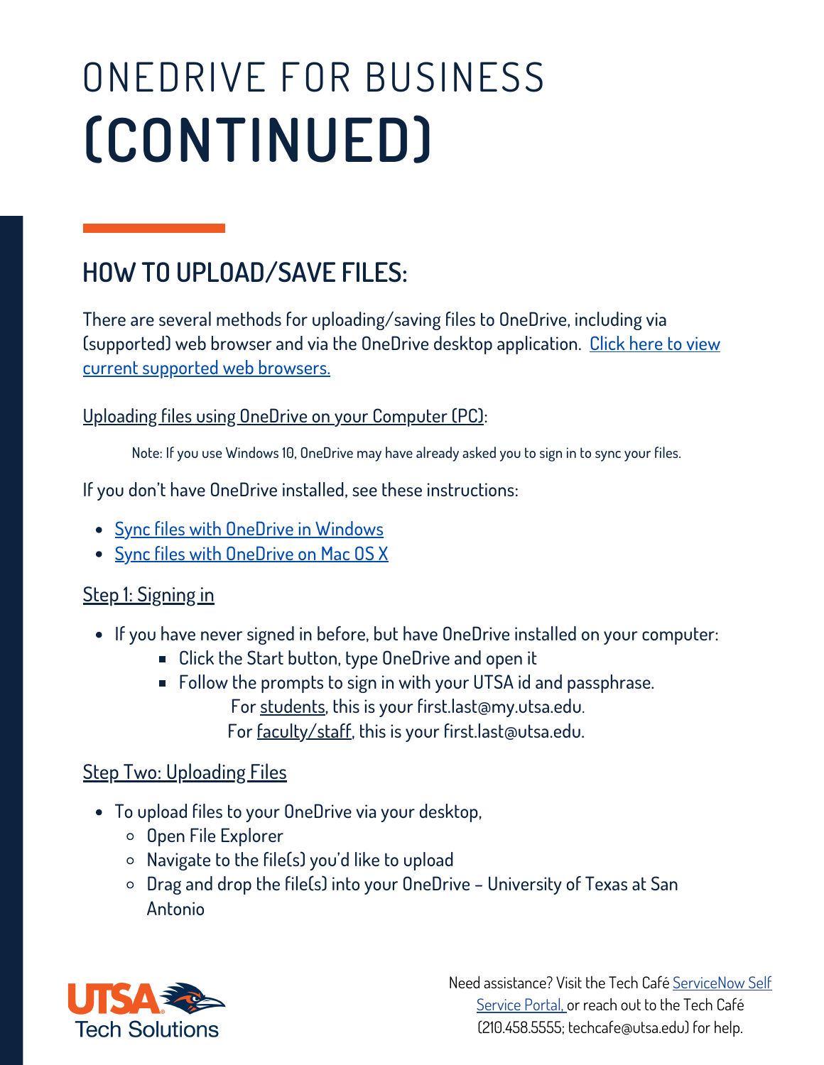# ONEDRIVE FOR BUSINESS **(CONTINUED)**

## HOW TO UPLOAD/SAVE FILES:

There are several methods for uploading/saving files to OneDrive, including via (supported) web browser and via the OneDrive desktop application. [Click here to view current supported web browsers.]()

Uploading files using OneDrive on your Computer (PC):

Note: If you use Windows 10, OneDrive may have already asked you to sign in to sync your files.

If you don't have OneDrive installed, see these instructions:

- [Sync files with OneDrive in Windows]()
- [Sync files with OneDrive on Mac OS X]()

Step 1: Signing in

- If you have never signed in before, but have OneDrive installed on your computer:
  - Click the Start button, type OneDrive and open it
  - Follow the prompts to sign in with your UTSA id and passphrase.
    For students, this is your first.last@my.utsa.edu.
    For faculty/staff, this is your first.last@utsa.edu.

Step Two: Uploading Files

- To upload files to your OneDrive via your desktop,
  - Open File Explorer
  - Navigate to the file(s) you'd like to upload
  - Drag and drop the file(s) into your OneDrive – University of Texas at San Antonio

UTSA Tech Solutions

Need assistance? Visit the Tech Café [ServiceNow Self Service Portal,]() or reach out to the Tech Café (210.458.5555; techcafe@utsa.edu) for help.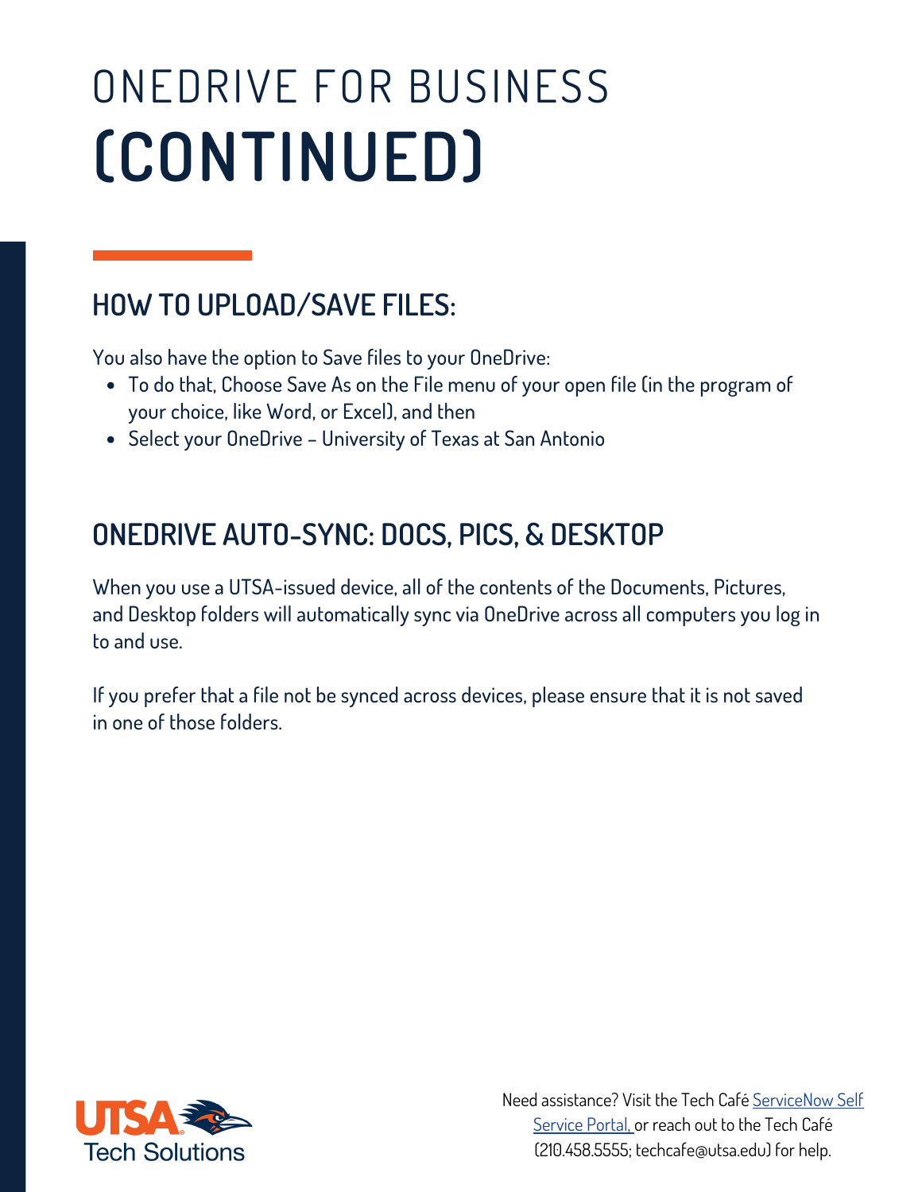# ONEDRIVE FOR BUSINESS **(CONTINUED)**

## HOW TO UPLOAD/SAVE FILES:

You also have the option to Save files to your OneDrive:

- To do that, Choose Save As on the File menu of your open file (in the program of your choice, like Word, or Excel), and then
- Select your OneDrive - University of Texas at San Antonio

## ONEDRIVE AUTO-SYNC: DOCS, PICS, & DESKTOP

When you use a UTSA-issued device, all of the contents of the Documents, Pictures, and Desktop folders will automatically sync via OneDrive across all computers you log in to and use.

If you prefer that a file not be synced across devices, please ensure that it is not saved in one of those folders.

UTSA Tech Solutions

Need assistance? Visit the Tech Café ServiceNow Self Service Portal, or reach out to the Tech Café (210.458.5555; techcafe@utsa.edu) for help.